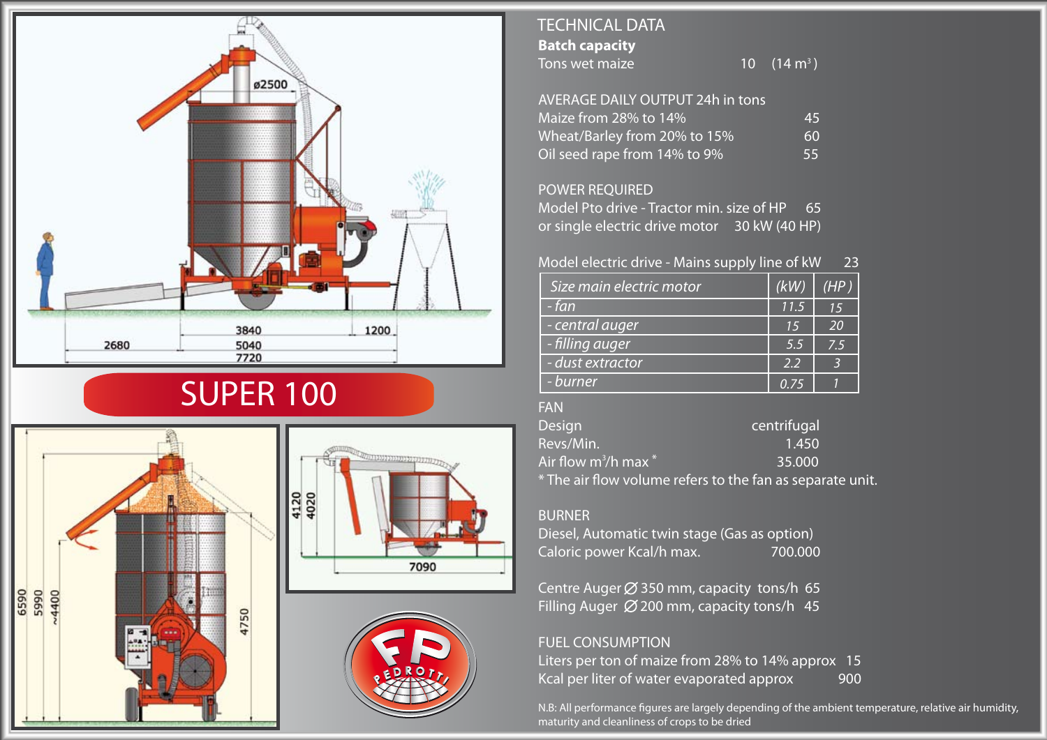# SUPER 100

## TECHNICAL DATA

**Batch capacity**

Tons wet maize 10 (14 m³)

AVERAGE DAILY OUTPUT 24h in tons

| | |
|---|---|
| Maize from 28% to 14% | 45 |
| Wheat/Barley from 20% to 15% | 60 |
| Oil seed rape from 14% to 9% | 55 |

POWER REQUIRED

Model Pto drive - Tractor min. size of HP 65

or single electric drive motor 30 kW (40 HP)

Model electric drive - Mains supply line of kW 23

| *Size main electric motor* | *(kW)* | *(HP)* |
|---|---|---|
| *- fan* | *11.5* | *15* |
| *- central auger* | *15* | *20* |
| *- filling auger* | *5.5* | *7.5* |
| *- dust extractor* | *2.2* | *3* |
| *- burner* | *0.75* | *1* |

FAN

| | |
|---|---|
| Design | centrifugal |
| Revs/Min. | 1.450 |
| Air flow m³/h max * | 35.000 |

* The air flow volume refers to the fan as separate unit.

BURNER

Diesel, Automatic twin stage (Gas as option)

Caloric power Kcal/h max. 700.000

Centre Auger Ø 350 mm, capacity tons/h 65

Filling Auger Ø 200 mm, capacity tons/h 45

FUEL CONSUMPTION

Liters per ton of maize from 28% to 14% approx 15

Kcal per liter of water evaporated approx 900

N.B: All performance figures are largely depending of the ambient temperature, relative air humidity, maturity and cleanliness of crops to be dried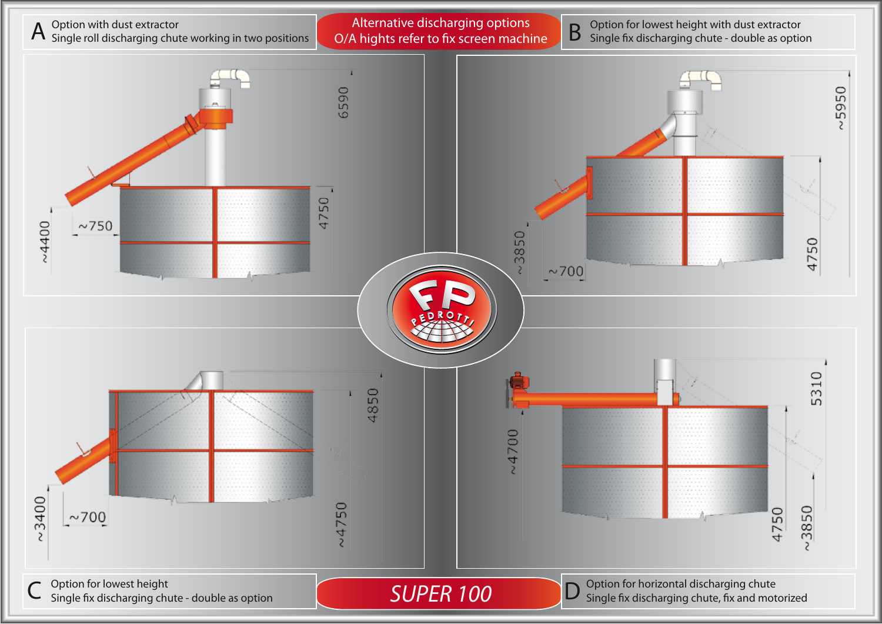## Alternative discharging options

O/A hights refer to fix screen machine

**A** Option with dust extractor
Single roll discharging chute working in two positions

6590
4750
~4400
~750

**B** Option for lowest height with dust extractor
Single fix discharging chute - double as option

~5950
4750
~3850
~700

**C** Option for lowest height
Single fix discharging chute - double as option

4850
~4750
~3400
~700

**D** Option for horizontal discharging chute
Single fix discharging chute, fix and motorized

5310
4750
~3850
~4700

PEDROTTI

## SUPER 100